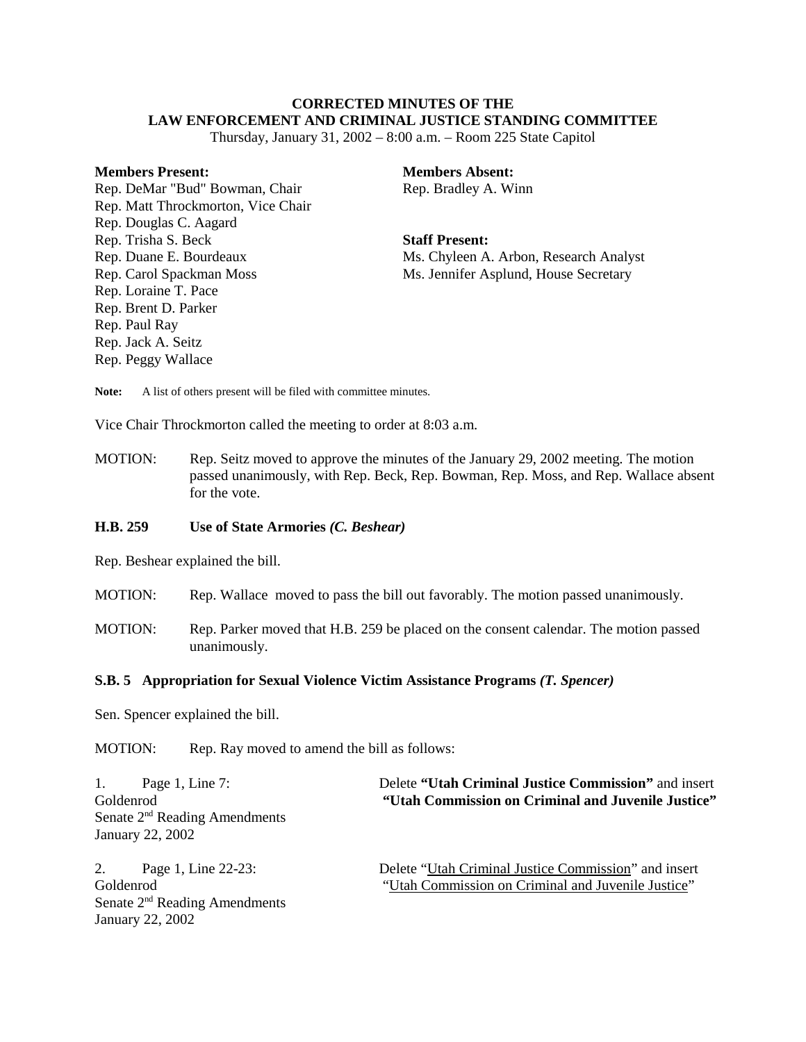# CORRECTED MINUTES OF THE LAW ENFORCEMENT AND CRIMINAL JUSTICE STANDING COMMITTEE

Thursday, January 31, 2002 – 8:00 a.m. – Room 225 State Capitol

**Members Present:**
Rep. DeMar "Bud" Bowman, Chair
Rep. Matt Throckmorton, Vice Chair
Rep. Douglas C. Aagard
Rep. Trisha S. Beck
Rep. Duane E. Bourdeaux
Rep. Carol Spackman Moss
Rep. Loraine T. Pace
Rep. Brent D. Parker
Rep. Paul Ray
Rep. Jack A. Seitz
Rep. Peggy Wallace

**Members Absent:**
Rep. Bradley A. Winn

**Staff Present:**
Ms. Chyleen A. Arbon, Research Analyst
Ms. Jennifer Asplund, House Secretary

**Note:** A list of others present will be filed with committee minutes.

Vice Chair Throckmorton called the meeting to order at 8:03 a.m.

MOTION: Rep. Seitz moved to approve the minutes of the January 29, 2002 meeting. The motion passed unanimously, with Rep. Beck, Rep. Bowman, Rep. Moss, and Rep. Wallace absent for the vote.

### H.B. 259 Use of State Armories *(C. Beshear)*

Rep. Beshear explained the bill.

MOTION: Rep. Wallace moved to pass the bill out favorably. The motion passed unanimously.

MOTION: Rep. Parker moved that H.B. 259 be placed on the consent calendar. The motion passed unanimously.

### S.B. 5 Appropriation for Sexual Violence Victim Assistance Programs *(T. Spencer)*

Sen. Spencer explained the bill.

MOTION: Rep. Ray moved to amend the bill as follows:

1. Page 1, Line 7:
Goldenrod
Senate 2nd Reading Amendments
January 22, 2002

Delete **"Utah Criminal Justice Commission"** and insert **"Utah Commission on Criminal and Juvenile Justice"**

2. Page 1, Line 22-23:
Goldenrod
Senate 2nd Reading Amendments
January 22, 2002

Delete "<u>Utah Criminal Justice Commission</u>" and insert "<u>Utah Commission on Criminal and Juvenile Justice</u>"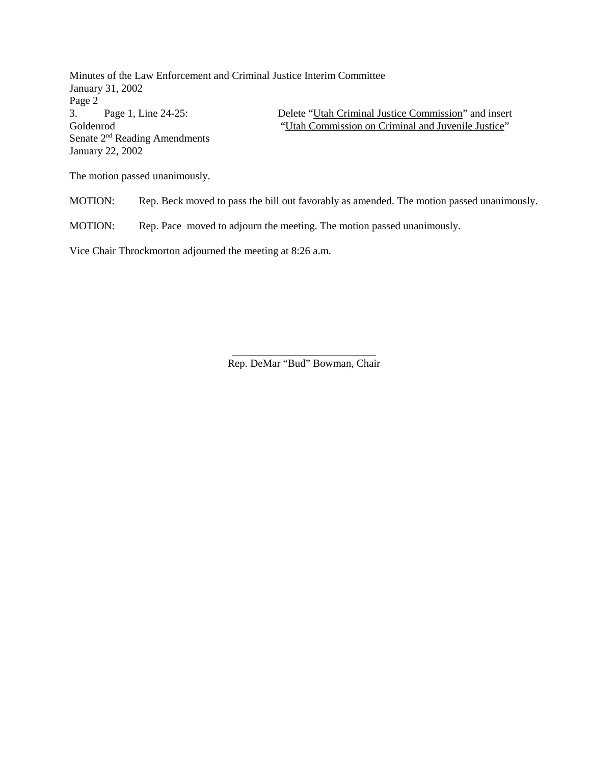3. Page 1, Line 24-25: Goldenrod Senate 2nd Reading Amendments January 22, 2002

Delete "<u>Utah Criminal Justice Commission</u>" and insert "<u>Utah Commission on Criminal and Juvenile Justice</u>"

The motion passed unanimously.

MOTION: Rep. Beck moved to pass the bill out favorably as amended. The motion passed unanimously.

MOTION: Rep. Pace moved to adjourn the meeting. The motion passed unanimously.

Vice Chair Throckmorton adjourned the meeting at 8:26 a.m.

\_\_\_\_\_\_\_\_\_\_\_\_\_\_\_\_\_\_\_\_\_\_\_\_\_\_\_

Rep. DeMar "Bud" Bowman, Chair